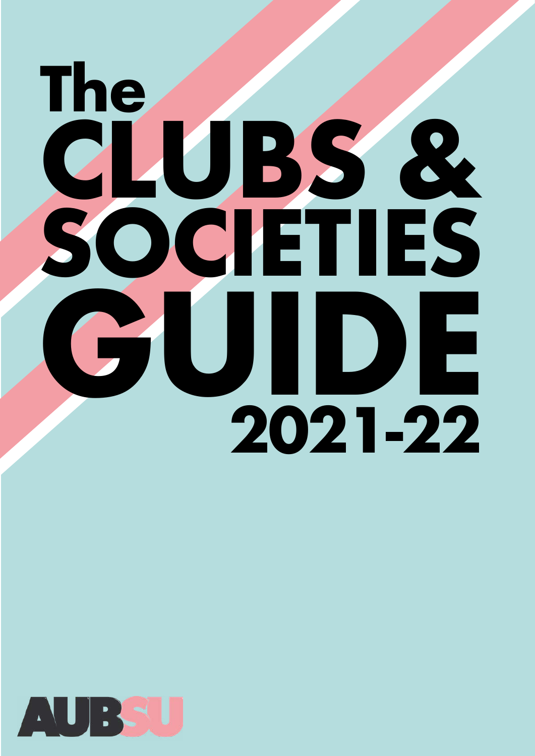# The CLUBS & SOCIETIES GUIDE 2021-22

AUBSU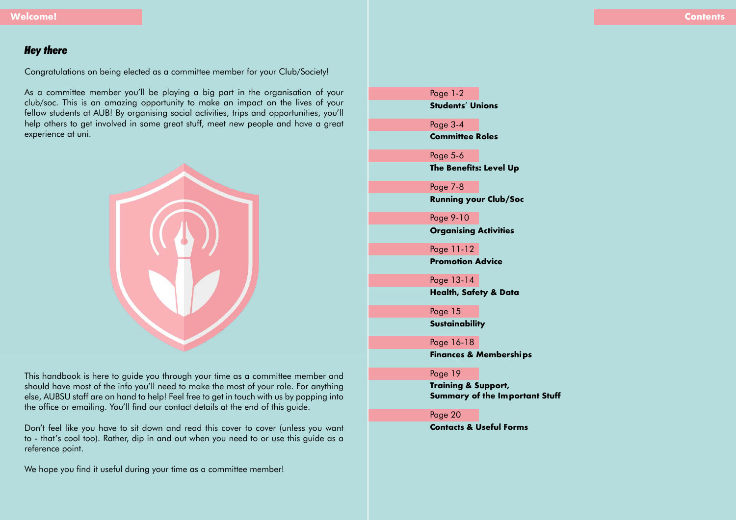# Welcome!

## *Hey there*

Congratulations on being elected as a committee member for your Club/Society!

As a committee member you'll be playing a big part in the organisation of your club/soc. This is an amazing opportunity to make an impact on the lives of your fellow students at AUB! By organising social activities, trips and opportunities, you'll help others to get involved in some great stuff, meet new people and have a great experience at uni.

This handbook is here to guide you through your time as a committee member and should have most of the info you'll need to make the most of your role. For anything else, AUBSU staff are on hand to help! Feel free to get in touch with us by popping into the office or emailing. You'll find our contact details at the end of this guide.

Don't feel like you have to sit down and read this cover to cover (unless you want to - that's cool too). Rather, dip in and out when you need to or use this guide as a reference point.

We hope you find it useful during your time as a committee member!

# Contents

Page 1-2
**Students' Unions**

Page 3-4
**Committee Roles**

Page 5-6
**The Benefits: Level Up**

Page 7-8
**Running your Club/Soc**

Page 9-10
**Organising Activities**

Page 11-12
**Promotion Advice**

Page 13-14
**Health, Safety & Data**

Page 15
**Sustainability**

Page 16-18
**Finances & Memberships**

Page 19
**Training & Support,**
**Summary of the Important Stuff**

Page 20
**Contacts & Useful Forms**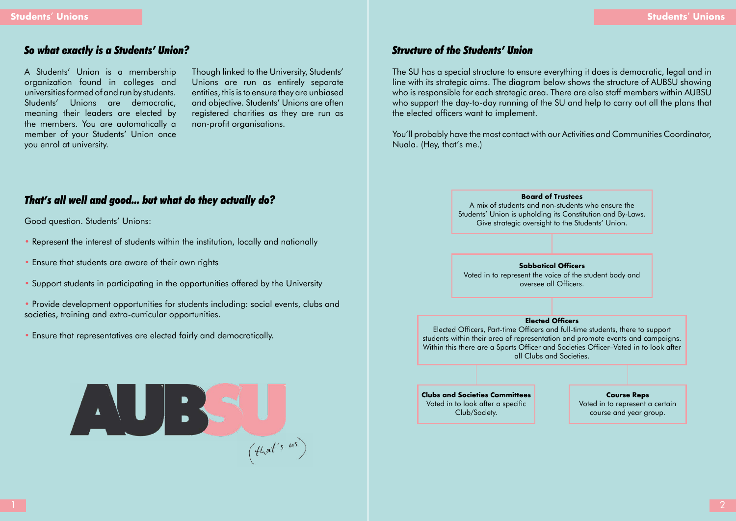## So what exactly is a Students' Union?

A Students' Union is a membership organization found in colleges and universities formed of and run by students. Students' Unions are democratic, meaning their leaders are elected by the members. You are automatically a member of your Students' Union once you enrol at university.

Though linked to the University, Students' Unions are run as entirely separate entities, this is to ensure they are unbiased and objective. Students' Unions are often registered charities as they are run as non-profit organisations.

## That's all well and good... but what do they actually do?

Good question. Students' Unions:

- Represent the interest of students within the institution, locally and nationally
- Ensure that students are aware of their own rights
- Support students in participating in the opportunities offered by the University
- Provide development opportunities for students including: social events, clubs and societies, training and extra-curricular opportunities.
- Ensure that representatives are elected fairly and democratically.

AUBSU (that's us)

## Structure of the Students' Union

The SU has a special structure to ensure everything it does is democratic, legal and in line with its strategic aims. The diagram below shows the structure of AUBSU showing who is responsible for each strategic area. There are also staff members within AUBSU who support the day-to-day running of the SU and help to carry out all the plans that the elected officers want to implement.

You'll probably have the most contact with our Activities and Communities Coordinator, Nuala. (Hey, that's me.)

**Board of Trustees**
A mix of students and non-students who ensure the Students' Union is upholding its Constitution and By-Laws. Give strategic oversight to the Students' Union.

**Sabbatical Officers**
Voted in to represent the voice of the student body and oversee all Officers.

**Elected Officers**
Elected Officers, Part-time Officers and full-time students, there to support students within their area of representation and promote events and campaigns. Within this there are a Sports Officer and Societies Officer–Voted in to look after all Clubs and Societies.

**Clubs and Societies Committees**
Voted in to look after a specific Club/Society.

**Course Reps**
Voted in to represent a certain course and year group.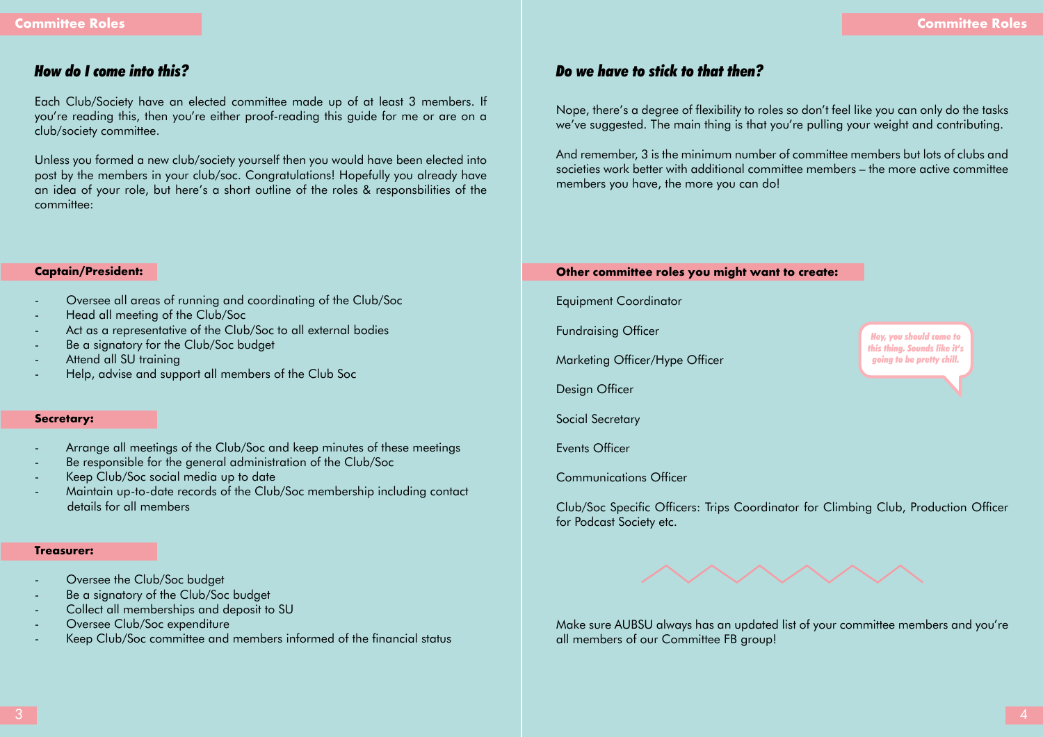## How do I come into this?

Each Club/Society have an elected committee made up of at least 3 members. If you're reading this, then you're either proof-reading this guide for me or are on a club/society committee.

Unless you formed a new club/society yourself then you would have been elected into post by the members in your club/soc. Congratulations! Hopefully you already have an idea of your role, but here's a short outline of the roles & responsbilities of the committee:

**Captain/President:**

- Oversee all areas of running and coordinating of the Club/Soc
- Head all meeting of the Club/Soc
- Act as a representative of the Club/Soc to all external bodies
- Be a signatory for the Club/Soc budget
- Attend all SU training
- Help, advise and support all members of the Club Soc

**Secretary:**

- Arrange all meetings of the Club/Soc and keep minutes of these meetings
- Be responsible for the general administration of the Club/Soc
- Keep Club/Soc social media up to date
- Maintain up-to-date records of the Club/Soc membership including contact details for all members

**Treasurer:**

- Oversee the Club/Soc budget
- Be a signatory of the Club/Soc budget
- Collect all memberships and deposit to SU
- Oversee Club/Soc expenditure
- Keep Club/Soc committee and members informed of the financial status

## Do we have to stick to that then?

Nope, there's a degree of flexibility to roles so don't feel like you can only do the tasks we've suggested. The main thing is that you're pulling your weight and contributing.

And remember, 3 is the minimum number of committee members but lots of clubs and societies work better with additional committee members – the more active committee members you have, the more you can do!

**Other committee roles you might want to create:**

Equipment Coordinator

Fundraising Officer

Marketing Officer/Hype Officer

Design Officer

Social Secretary

Events Officer

Communications Officer

Club/Soc Specific Officers: Trips Coordinator for Climbing Club, Production Officer for Podcast Society etc.

*Hey, you should come to this thing. Sounds like it's going to be pretty chill.*

Make sure AUBSU always has an updated list of your committee members and you're all members of our Committee FB group!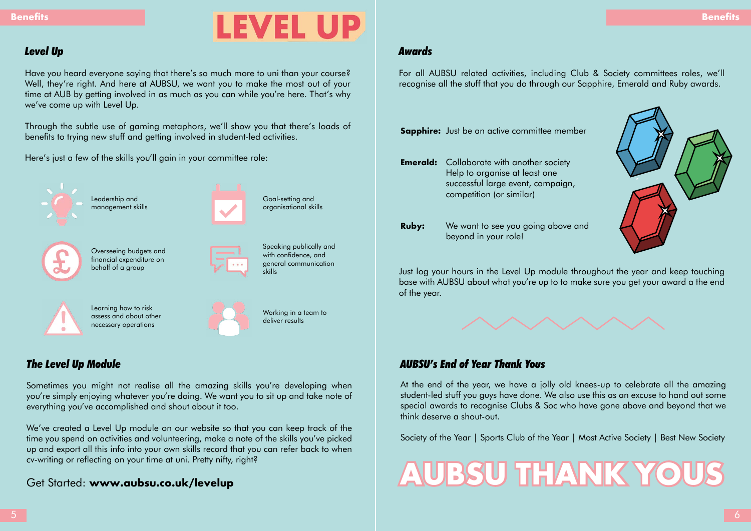# LEVEL UP

## Level Up

Have you heard everyone saying that there's so much more to uni than your course? Well, they're right. And here at AUBSU, we want you to make the most out of your time at AUB by getting involved in as much as you can while you're here. That's why we've come up with Level Up.

Through the subtle use of gaming metaphors, we'll show you that there's loads of benefits to trying new stuff and getting involved in student-led activities.

Here's just a few of the skills you'll gain in your committee role:

- Leadership and management skills
- Goal-setting and organisational skills
- Overseeing budgets and financial expenditure on behalf of a group
- Speaking publically and with confidence, and general communication skills
- Learning how to risk assess and about other necessary operations
- Working in a team to deliver results

## The Level Up Module

Sometimes you might not realise all the amazing skills you're developing when you're simply enjoying whatever you're doing. We want you to sit up and take note of everything you've accomplished and shout about it too.

We've created a Level Up module on our website so that you can keep track of the time you spend on activities and volunteering, make a note of the skills you've picked up and export all this info into your own skills record that you can refer back to when cv-writing or reflecting on your time at uni. Pretty nifty, right?

Get Started: **www.aubsu.co.uk/levelup**

## Awards

For all AUBSU related activities, including Club & Society committees roles, we'll recognise all the stuff that you do through our Sapphire, Emerald and Ruby awards.

**Sapphire:** Just be an active committee member

**Emerald:** Collaborate with another society
Help to organise at least one successful large event, campaign, competition (or similar)

**Ruby:** We want to see you going above and beyond in your role!

Just log your hours in the Level Up module throughout the year and keep touching base with AUBSU about what you're up to to make sure you get your award a the end of the year.

## AUBSU's End of Year Thank Yous

At the end of the year, we have a jolly old knees-up to celebrate all the amazing student-led stuff you guys have done. We also use this as an excuse to hand out some special awards to recognise Clubs & Soc who have gone above and beyond that we think deserve a shout-out.

Society of the Year | Sports Club of the Year | Most Active Society | Best New Society

# AUBSU THANK YOUS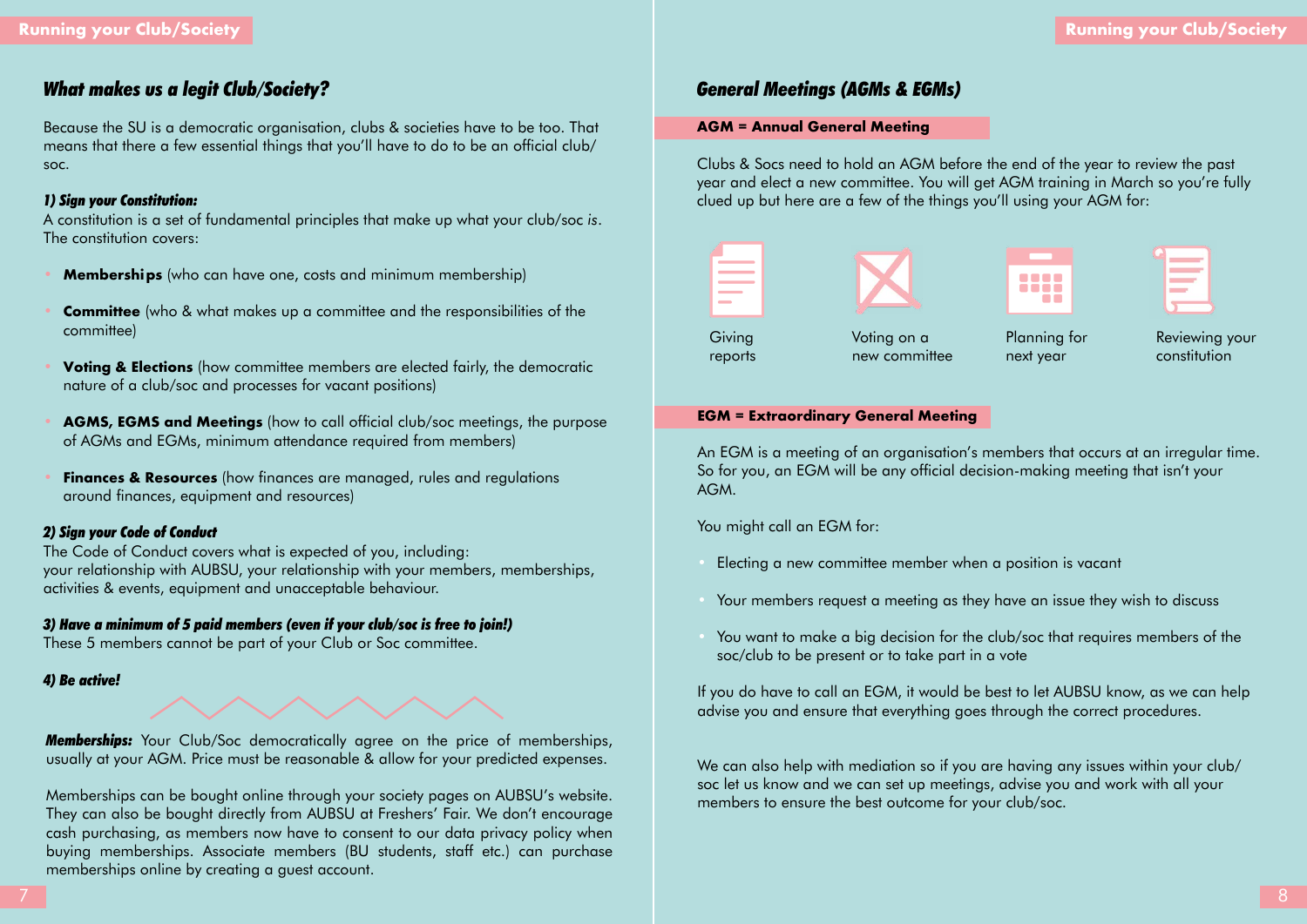## What makes us a legit Club/Society?

Because the SU is a democratic organisation, clubs & societies have to be too. That means that there a few essential things that you'll have to do to be an official club/soc.

**1) Sign your Constitution:**
A constitution is a set of fundamental principles that make up what your club/soc *is*. The constitution covers:

- **Memberships** (who can have one, costs and minimum membership)
- **Committee** (who & what makes up a committee and the responsibilities of the committee)
- **Voting & Elections** (how committee members are elected fairly, the democratic nature of a club/soc and processes for vacant positions)
- **AGMS, EGMS and Meetings** (how to call official club/soc meetings, the purpose of AGMs and EGMs, minimum attendance required from members)
- **Finances & Resources** (how finances are managed, rules and regulations around finances, equipment and resources)

**2) Sign your Code of Conduct**
The Code of Conduct covers what is expected of you, including:
your relationship with AUBSU, your relationship with your members, memberships, activities & events, equipment and unacceptable behaviour.

**3) Have a minimum of 5 paid members (even if your club/soc is free to join!)**
These 5 members cannot be part of your Club or Soc committee.

**4) Be active!**

**Memberships:** Your Club/Soc democratically agree on the price of memberships, usually at your AGM. Price must be reasonable & allow for your predicted expenses.

Memberships can be bought online through your society pages on AUBSU's website. They can also be bought directly from AUBSU at Freshers' Fair. We don't encourage cash purchasing, as members now have to consent to our data privacy policy when buying memberships. Associate members (BU students, staff etc.) can purchase memberships online by creating a guest account.

## General Meetings (AGMs & EGMs)

### AGM = Annual General Meeting

Clubs & Socs need to hold an AGM before the end of the year to review the past year and elect a new committee. You will get AGM training in March so you're fully clued up but here are a few of the things you'll using your AGM for:

- Giving reports
- Voting on a new committee
- Planning for next year
- Reviewing your constitution

### EGM = Extraordinary General Meeting

An EGM is a meeting of an organisation's members that occurs at an irregular time. So for you, an EGM will be any official decision-making meeting that isn't your AGM.

You might call an EGM for:

- Electing a new committee member when a position is vacant
- Your members request a meeting as they have an issue they wish to discuss
- You want to make a big decision for the club/soc that requires members of the soc/club to be present or to take part in a vote

If you do have to call an EGM, it would be best to let AUBSU know, as we can help advise you and ensure that everything goes through the correct procedures.

We can also help with mediation so if you are having any issues within your club/soc let us know and we can set up meetings, advise you and work with all your members to ensure the best outcome for your club/soc.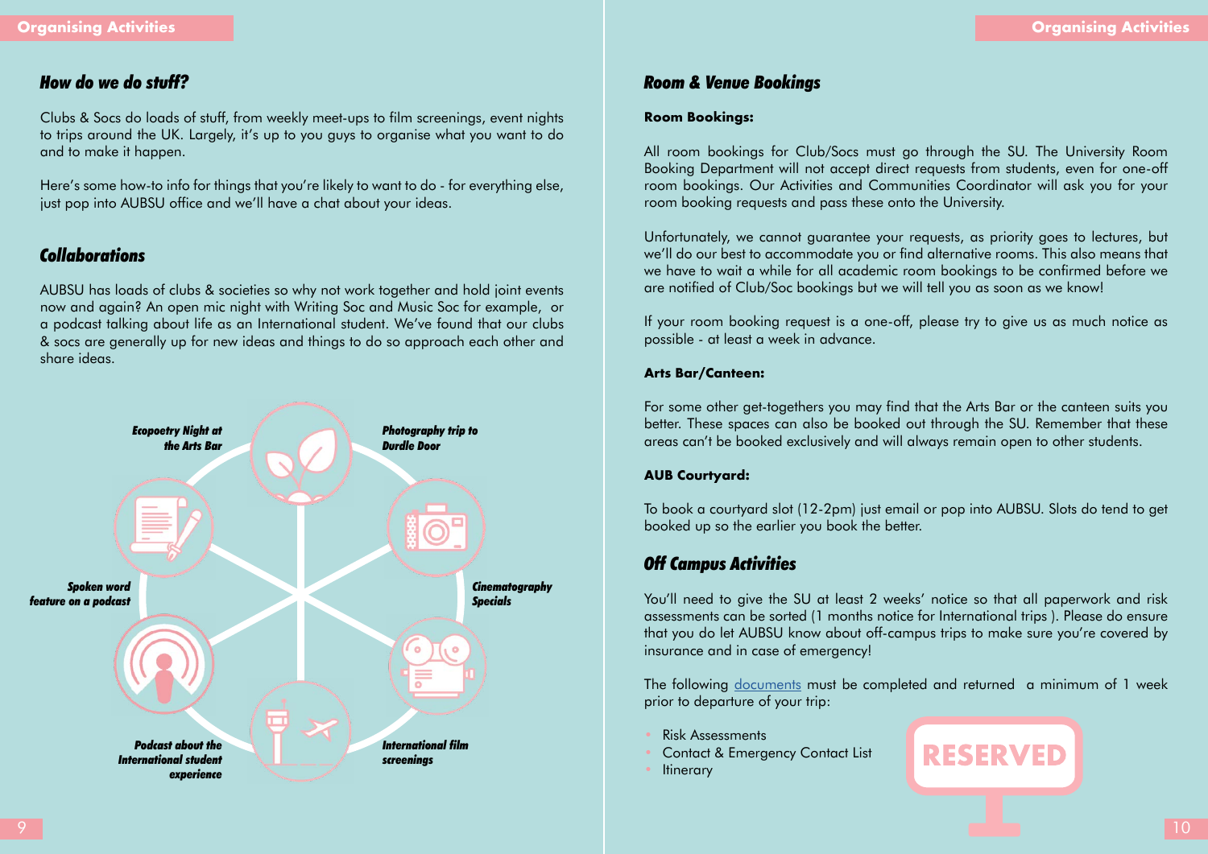## How do we do stuff?

Clubs & Socs do loads of stuff, from weekly meet-ups to film screenings, event nights to trips around the UK. Largely, it's up to you guys to organise what you want to do and to make it happen.

Here's some how-to info for things that you're likely to want to do - for everything else, just pop into AUBSU office and we'll have a chat about your ideas.

## Collaborations

AUBSU has loads of clubs & societies so why not work together and hold joint events now and again? An open mic night with Writing Soc and Music Soc for example, or a podcast talking about life as an International student. We've found that our clubs & socs are generally up for new ideas and things to do so approach each other and share ideas.

*Ecopoetry Night at the Arts Bar*

*Photography trip to Durdle Door*

*Spoken word feature on a podcast*

*Cinematography Specials*

*Podcast about the International student experience*

*International film screenings*

## Room & Venue Bookings

**Room Bookings:**

All room bookings for Club/Socs must go through the SU. The University Room Booking Department will not accept direct requests from students, even for one-off room bookings. Our Activities and Communities Coordinator will ask you for your room booking requests and pass these onto the University.

Unfortunately, we cannot guarantee your requests, as priority goes to lectures, but we'll do our best to accommodate you or find alternative rooms. This also means that we have to wait a while for all academic room bookings to be confirmed before we are notified of Club/Soc bookings but we will tell you as soon as we know!

If your room booking request is a one-off, please try to give us as much notice as possible - at least a week in advance.

**Arts Bar/Canteen:**

For some other get-togethers you may find that the Arts Bar or the canteen suits you better. These spaces can also be booked out through the SU. Remember that these areas can't be booked exclusively and will always remain open to other students.

**AUB Courtyard:**

To book a courtyard slot (12-2pm) just email or pop into AUBSU. Slots do tend to get booked up so the earlier you book the better.

## Off Campus Activities

You'll need to give the SU at least 2 weeks' notice so that all paperwork and risk assessments can be sorted (1 months notice for International trips ). Please do ensure that you do let AUBSU know about off-campus trips to make sure you're covered by insurance and in case of emergency!

The following documents must be completed and returned a minimum of 1 week prior to departure of your trip:

- Risk Assessments
- Contact & Emergency Contact List
- Itinerary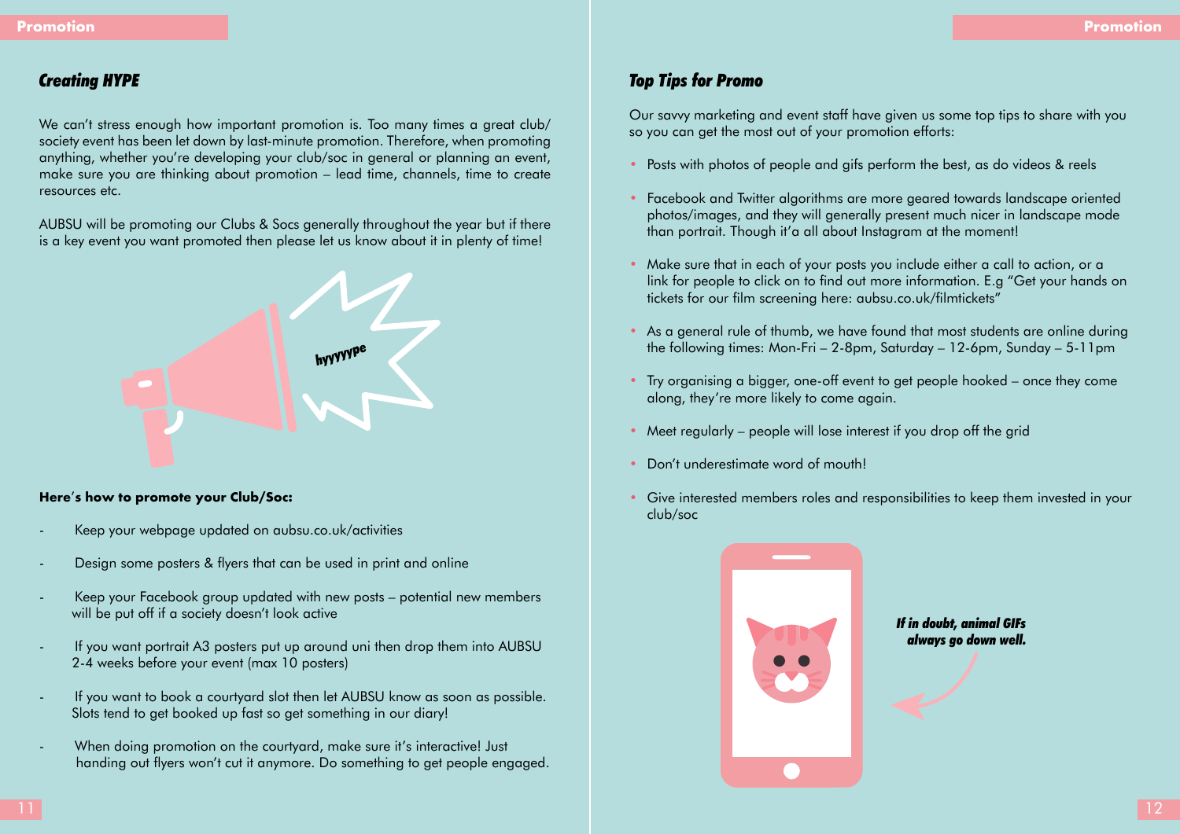## Creating HYPE

We can't stress enough how important promotion is. Too many times a great club/society event has been let down by last-minute promotion. Therefore, when promoting anything, whether you're developing your club/soc in general or planning an event, make sure you are thinking about promotion – lead time, channels, time to create resources etc.

AUBSU will be promoting our Clubs & Socs generally throughout the year but if there is a key event you want promoted then please let us know about it in plenty of time!

hyyyyype

**Here's how to promote your Club/Soc:**

- Keep your webpage updated on aubsu.co.uk/activities
- Design some posters & flyers that can be used in print and online
- Keep your Facebook group updated with new posts – potential new members will be put off if a society doesn't look active
- If you want portrait A3 posters put up around uni then drop them into AUBSU 2-4 weeks before your event (max 10 posters)
- If you want to book a courtyard slot then let AUBSU know as soon as possible. Slots tend to get booked up fast so get something in our diary!
- When doing promotion on the courtyard, make sure it's interactive! Just handing out flyers won't cut it anymore. Do something to get people engaged.

## Top Tips for Promo

Our savvy marketing and event staff have given us some top tips to share with you so you can get the most out of your promotion efforts:

- Posts with photos of people and gifs perform the best, as do videos & reels
- Facebook and Twitter algorithms are more geared towards landscape oriented photos/images, and they will generally present much nicer in landscape mode than portrait. Though it'a all about Instagram at the moment!
- Make sure that in each of your posts you include either a call to action, or a link for people to click on to find out more information. E.g "Get your hands on tickets for our film screening here: aubsu.co.uk/filmtickets"
- As a general rule of thumb, we have found that most students are online during the following times: Mon-Fri – 2-8pm, Saturday – 12-6pm, Sunday – 5-11pm
- Try organising a bigger, one-off event to get people hooked – once they come along, they're more likely to come again.
- Meet regularly – people will lose interest if you drop off the grid
- Don't underestimate word of mouth!
- Give interested members roles and responsibilities to keep them invested in your club/soc

***If in doubt, animal GIFs always go down well.***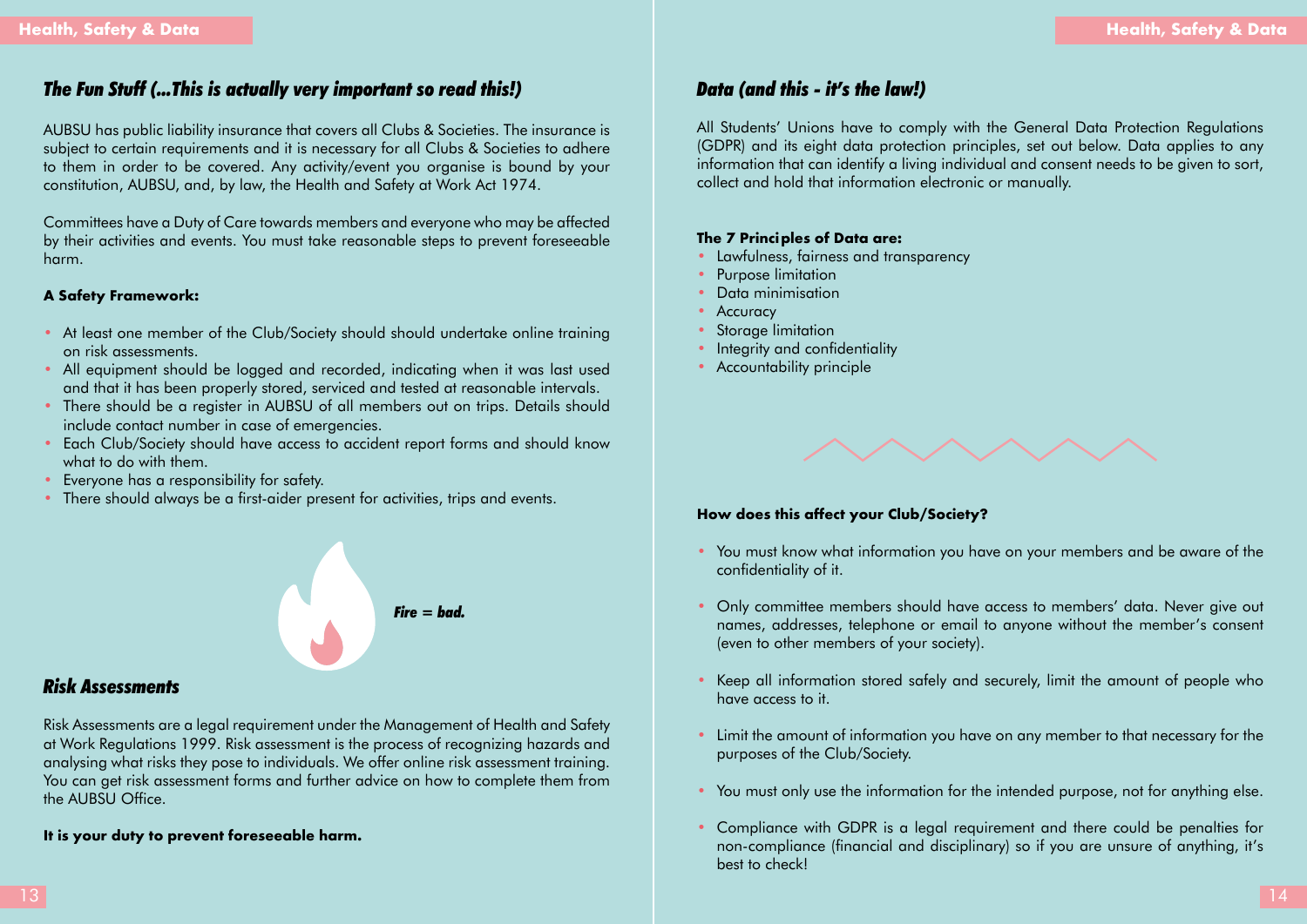## *The Fun Stuff (...This is actually very important so read this!)*

AUBSU has public liability insurance that covers all Clubs & Societies. The insurance is subject to certain requirements and it is necessary for all Clubs & Societies to adhere to them in order to be covered. Any activity/event you organise is bound by your constitution, AUBSU, and, by law, the Health and Safety at Work Act 1974.

Committees have a Duty of Care towards members and everyone who may be affected by their activities and events. You must take reasonable steps to prevent foreseeable harm.

**A Safety Framework:**

- At least one member of the Club/Society should should undertake online training on risk assessments.
- All equipment should be logged and recorded, indicating when it was last used and that it has been properly stored, serviced and tested at reasonable intervals.
- There should be a register in AUBSU of all members out on trips. Details should include contact number in case of emergencies.
- Each Club/Society should have access to accident report forms and should know what to do with them.
- Everyone has a responsibility for safety.
- There should always be a first-aider present for activities, trips and events.

***Fire = bad.***

## *Risk Assessments*

Risk Assessments are a legal requirement under the Management of Health and Safety at Work Regulations 1999. Risk assessment is the process of recognizing hazards and analysing what risks they pose to individuals. We offer online risk assessment training. You can get risk assessment forms and further advice on how to complete them from the AUBSU Office.

**It is your duty to prevent foreseeable harm.**

## *Data (and this - it's the law!)*

All Students' Unions have to comply with the General Data Protection Regulations (GDPR) and its eight data protection principles, set out below. Data applies to any information that can identify a living individual and consent needs to be given to sort, collect and hold that information electronic or manually.

**The 7 Principles of Data are:**

- Lawfulness, fairness and transparency
- Purpose limitation
- Data minimisation
- Accuracy
- Storage limitation
- Integrity and confidentiality
- Accountability principle

**How does this affect your Club/Society?**

- You must know what information you have on your members and be aware of the confidentiality of it.
- Only committee members should have access to members' data. Never give out names, addresses, telephone or email to anyone without the member's consent (even to other members of your society).
- Keep all information stored safely and securely, limit the amount of people who have access to it.
- Limit the amount of information you have on any member to that necessary for the purposes of the Club/Society.
- You must only use the information for the intended purpose, not for anything else.
- Compliance with GDPR is a legal requirement and there could be penalties for non-compliance (financial and disciplinary) so if you are unsure of anything, it's best to check!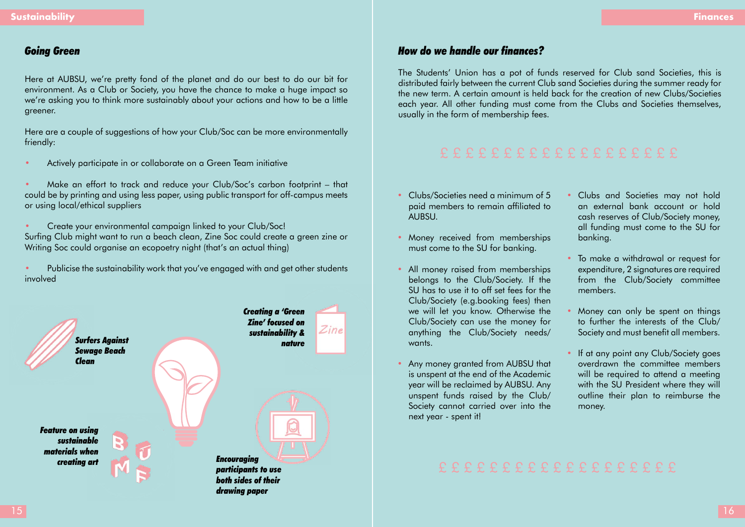## Going Green

Here at AUBSU, we're pretty fond of the planet and do our best to do our bit for environment. As a Club or Society, you have the chance to make a huge impact so we're asking you to think more sustainably about your actions and how to be a little greener.

Here are a couple of suggestions of how your Club/Soc can be more environmentally friendly:

- Actively participate in or collaborate on a Green Team initiative
- Make an effort to track and reduce your Club/Soc's carbon footprint – that could be by printing and using less paper, using public transport for off-campus meets or using local/ethical suppliers
- Create your environmental campaign linked to your Club/Soc!
  Surfing Club might want to run a beach clean, Zine Soc could create a green zine or Writing Soc could organise an ecopoetry night (that's an actual thing)
- Publicise the sustainability work that you've engaged with and get other students involved

***Surfers Against Sewage Beach Clean***

***Creating a 'Green Zine' focused on sustainability & nature***

***Feature on using sustainable materials when creating art***

***Encouraging participants to use both sides of their drawing paper***

## How do we handle our finances?

The Students' Union has a pot of funds reserved for Club sand Societies, this is distributed fairly between the current Club sand Societies during the summer ready for the new term. A certain amount is held back for the creation of new Clubs/Societies each year. All other funding must come from the Clubs and Societies themselves, usually in the form of membership fees.

£ £ £ £ £ £ £ £ £ £ £ £ £ £ £ £ £ £ £ £

- Clubs/Societies need a minimum of 5 paid members to remain affiliated to AUBSU.
- Money received from memberships must come to the SU for banking.
- All money raised from memberships belongs to the Club/Society. If the SU has to use it to off set fees for the Club/Society (e.g.booking fees) then we will let you know. Otherwise the Club/Society can use the money for anything the Club/Society needs/wants.
- Any money granted from AUBSU that is unspent at the end of the Academic year will be reclaimed by AUBSU. Any unspent funds raised by the Club/Society cannot carried over into the next year - spent it!
- Clubs and Societies may not hold an external bank account or hold cash reserves of Club/Society money, all funding must come to the SU for banking.
- To make a withdrawal or request for expenditure, 2 signatures are required from the Club/Society committee members.
- Money can only be spent on things to further the interests of the Club/Society and must benefit all members.
- If at any point any Club/Society goes overdrawn the committee members will be required to attend a meeting with the SU President where they will outline their plan to reimburse the money.

£ £ £ £ £ £ £ £ £ £ £ £ £ £ £ £ £ £ £ £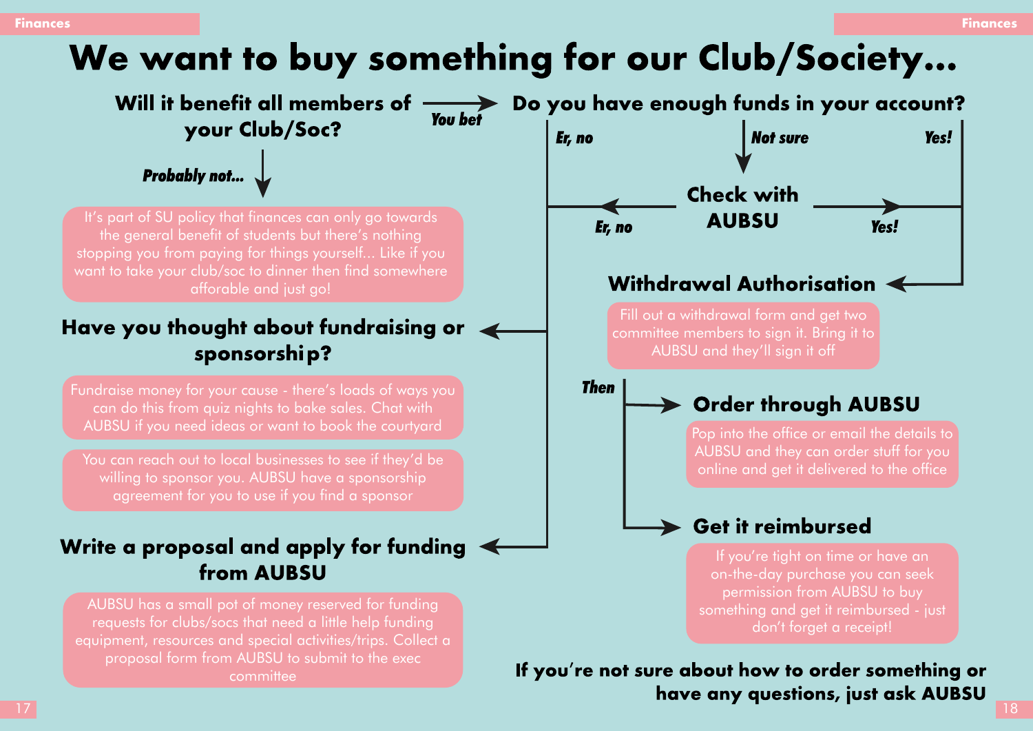# We want to buy something for our Club/Society...

**Will it benefit all members of your Club/Soc?**

- *You bet* → Do you have enough funds in your account?
- *Probably not...* →

It's part of SU policy that finances can only go towards the general benefit of students but there's nothing stopping you from paying for things yourself... Like if you want to take your club/soc to dinner then find somewhere afforable and just go!

**Do you have enough funds in your account?**

- *Er, no* → Have you thought about fundraising or sponsorship? / Write a proposal and apply for funding from AUBSU
- *Not sure* → Check with AUBSU
  - *Er, no* → Have you thought about fundraising or sponsorship? / Write a proposal and apply for funding from AUBSU
  - *Yes!* → Withdrawal Authorisation
- *Yes!* → Withdrawal Authorisation

## Have you thought about fundraising or sponsorship?

Fundraise money for your cause - there's loads of ways you can do this from quiz nights to bake sales. Chat with AUBSU if you need ideas or want to book the courtyard

You can reach out to local businesses to see if they'd be willing to sponsor you. AUBSU have a sponsorship agreement for you to use if you find a sponsor

## Write a proposal and apply for funding from AUBSU

AUBSU has a small pot of money reserved for funding requests for clubs/socs that need a little help funding equipment, resources and special activities/trips. Collect a proposal form from AUBSU to submit to the exec committee

## Withdrawal Authorisation

Fill out a withdrawal form and get two committee members to sign it. Bring it to AUBSU and they'll sign it off

*Then*

## Order through AUBSU

Pop into the office or email the details to AUBSU and they can order stuff for you online and get it delivered to the office

## Get it reimbursed

If you're tight on time or have an on-the-day purchase you can seek permission from AUBSU to buy something and get it reimbursed - just don't forget a receipt!

**If you're not sure about how to order something or have any questions, just ask AUBSU**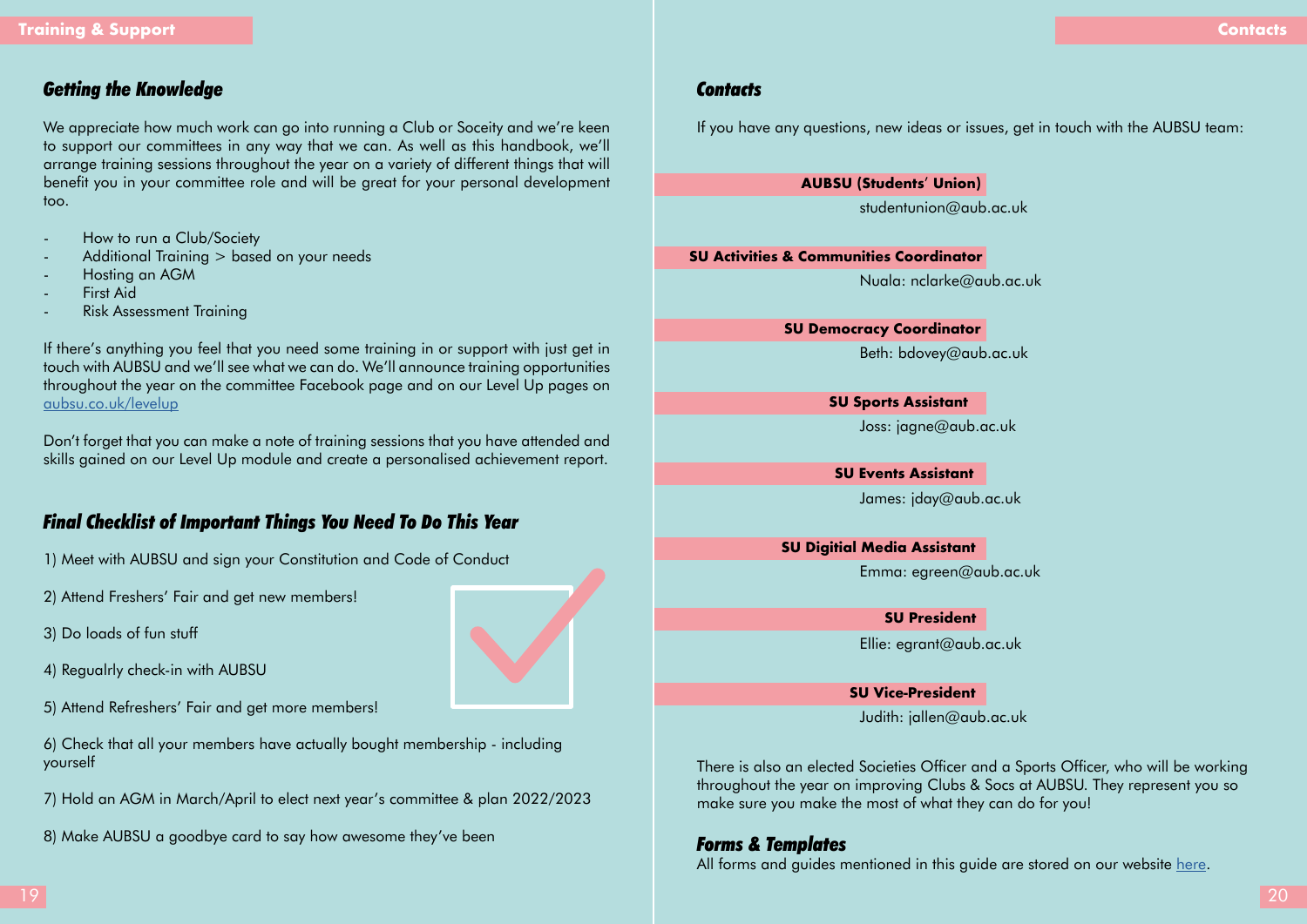## Getting the Knowledge

We appreciate how much work can go into running a Club or Soceity and we're keen to support our committees in any way that we can. As well as this handbook, we'll arrange training sessions throughout the year on a variety of different things that will benefit you in your committee role and will be great for your personal development too.

- How to run a Club/Society
- Additional Training > based on your needs
- Hosting an AGM
- First Aid
- Risk Assessment Training

If there's anything you feel that you need some training in or support with just get in touch with AUBSU and we'll see what we can do. We'll announce training opportunities throughout the year on the committee Facebook page and on our Level Up pages on aubsu.co.uk/levelup

Don't forget that you can make a note of training sessions that you have attended and skills gained on our Level Up module and create a personalised achievement report.

## Final Checklist of Important Things You Need To Do This Year

1) Meet with AUBSU and sign your Constitution and Code of Conduct

2) Attend Freshers' Fair and get new members!

3) Do loads of fun stuff

4) Regualrly check-in with AUBSU

5) Attend Refreshers' Fair and get more members!

6) Check that all your members have actually bought membership - including yourself

7) Hold an AGM in March/April to elect next year's committee & plan 2022/2023

8) Make AUBSU a goodbye card to say how awesome they've been

## Contacts

If you have any questions, new ideas or issues, get in touch with the AUBSU team:

**AUBSU (Students' Union)**
studentunion@aub.ac.uk

**SU Activities & Communities Coordinator**
Nuala: nclarke@aub.ac.uk

**SU Democracy Coordinator**
Beth: bdovey@aub.ac.uk

**SU Sports Assistant**
Joss: jagne@aub.ac.uk

**SU Events Assistant**
James: jday@aub.ac.uk

**SU Digitial Media Assistant**
Emma: egreen@aub.ac.uk

**SU President**
Ellie: egrant@aub.ac.uk

**SU Vice-President**
Judith: jallen@aub.ac.uk

There is also an elected Societies Officer and a Sports Officer, who will be working throughout the year on improving Clubs & Socs at AUBSU. They represent you so make sure you make the most of what they can do for you!

## Forms & Templates

All forms and guides mentioned in this guide are stored on our website here.